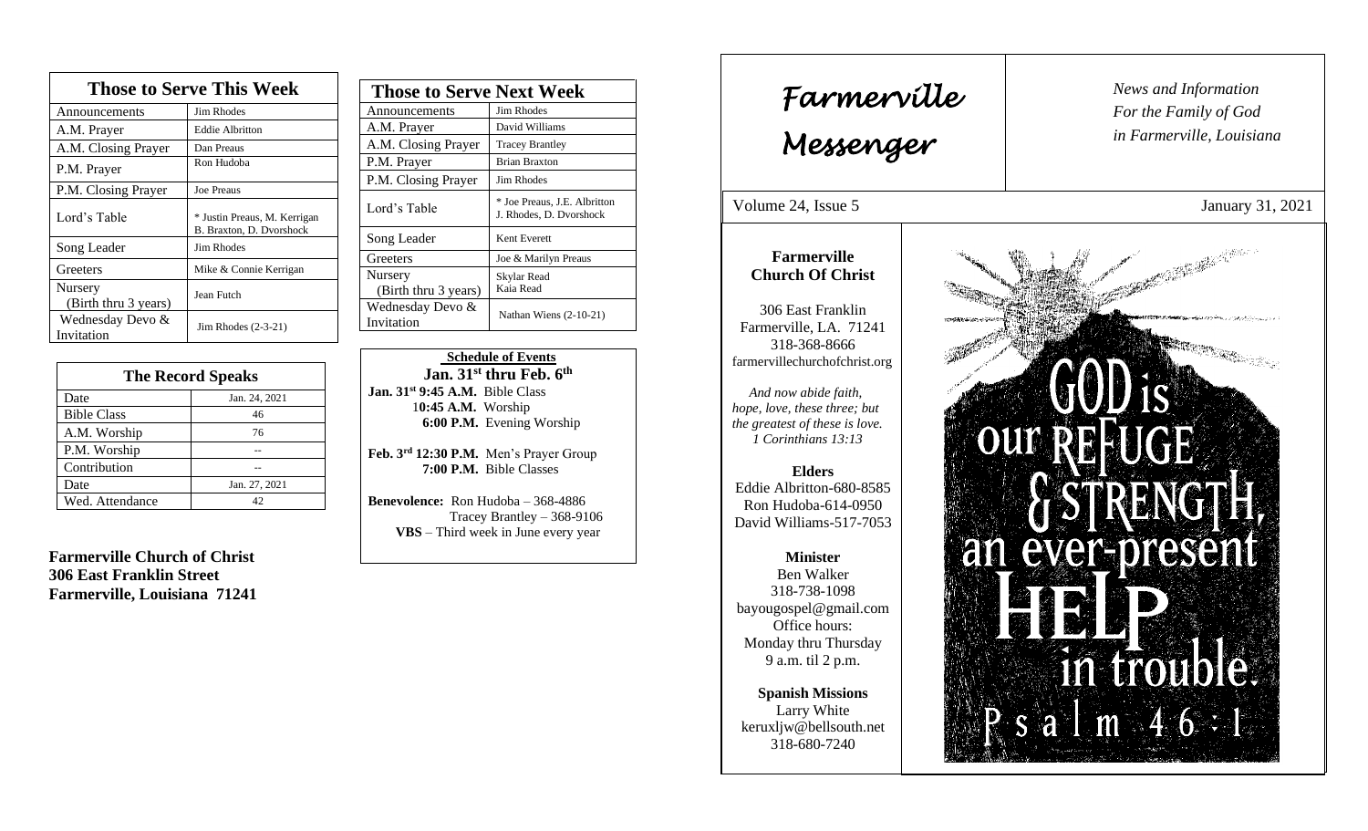## Those to Serve This Week

| Those to Serve This Week | |
|---|---|
| Announcements | Jim Rhodes |
| A.M. Prayer | Eddie Albritton |
| A.M. Closing Prayer | Dan Preaus |
| P.M. Prayer | Ron Hudoba |
| P.M. Closing Prayer | Joe Preaus |
| Lord's Table | * Justin Preaus, M. Kerrigan B. Braxton, D. Dvorshock |
| Song Leader | Jim Rhodes |
| Greeters | Mike & Connie Kerrigan |
| Nursery (Birth thru 3 years) | Jean Futch |
| Wednesday Devo & Invitation | Jim Rhodes (2-3-21) |

| The Record Speaks | |
|---|---|
| Date | Jan. 24, 2021 |
| Bible Class | 46 |
| A.M. Worship | 76 |
| P.M. Worship | -- |
| Contribution | -- |
| Date | Jan. 27, 2021 |
| Wed. Attendance | 42 |

**Farmerville Church of Christ**
**306 East Franklin Street**
**Farmerville, Louisiana 71241**

## Those to Serve Next Week

| Those to Serve Next Week | |
|---|---|
| Announcements | Jim Rhodes |
| A.M. Prayer | David Williams |
| A.M. Closing Prayer | Tracey Brantley |
| P.M. Prayer | Brian Braxton |
| P.M. Closing Prayer | Jim Rhodes |
| Lord's Table | * Joe Preaus, J.E. Albritton J. Rhodes, D. Dvorshock |
| Song Leader | Kent Everett |
| Greeters | Joe & Marilyn Preaus |
| Nursery (Birth thru 3 years) | Skylar Read Kaia Read |
| Wednesday Devo & Invitation | Nathan Wiens (2-10-21) |

**Schedule of Events**
**Jan. 31st thru Feb. 6th**

**Jan. 31st 9:45 A.M.** Bible Class
**10:45 A.M.** Worship
**6:00 P.M.** Evening Worship

**Feb. 3rd 12:30 P.M.** Men's Prayer Group
**7:00 P.M.** Bible Classes

**Benevolence:** Ron Hudoba – 368-4886
Tracey Brantley – 368-9106
**VBS** – Third week in June every year

# Farmerville Messenger

*News and Information For the Family of God in Farmerville, Louisiana*

Volume 24, Issue 5 — January 31, 2021

**Farmerville Church Of Christ**

306 East Franklin
Farmerville, LA. 71241
318-368-8666
farmervillechurchofchrist.org

*And now abide faith, hope, love, these three; but the greatest of these is love. 1 Corinthians 13:13*

**Elders**
Eddie Albritton-680-8585
Ron Hudoba-614-0950
David Williams-517-7053

**Minister**
Ben Walker
318-738-1098
bayougospel@gmail.com
Office hours:
Monday thru Thursday
9 a.m. til 2 p.m.

**Spanish Missions**
Larry White
keruxljw@bellsouth.net
318-680-7240

GOD is our REFUGE & STRENGTH, an ever-present HELP in trouble. Psalm 46:1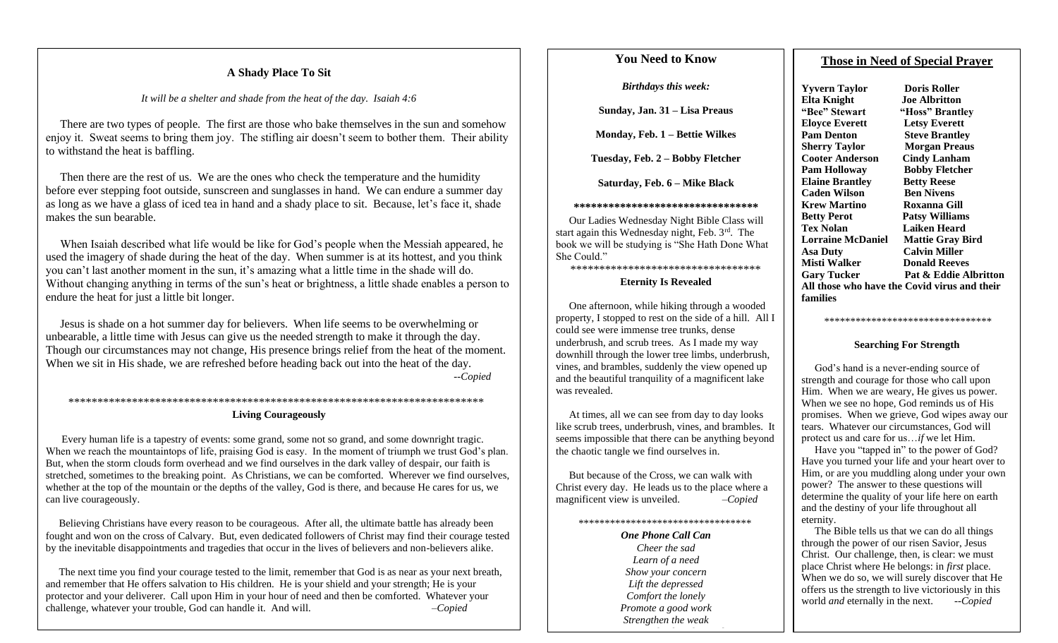### A Shady Place To Sit

*It will be a shelter and shade from the heat of the day. Isaiah 4:6*

There are two types of people. The first are those who bake themselves in the sun and somehow enjoy it. Sweat seems to bring them joy. The stifling air doesn't seem to bother them. Their ability to withstand the heat is baffling.

Then there are the rest of us. We are the ones who check the temperature and the humidity before ever stepping foot outside, sunscreen and sunglasses in hand. We can endure a summer day as long as we have a glass of iced tea in hand and a shady place to sit. Because, let's face it, shade makes the sun bearable.

When Isaiah described what life would be like for God's people when the Messiah appeared, he used the imagery of shade during the heat of the day. When summer is at its hottest, and you think you can't last another moment in the sun, it's amazing what a little time in the shade will do. Without changing anything in terms of the sun's heat or brightness, a little shade enables a person to endure the heat for just a little bit longer.

Jesus is shade on a hot summer day for believers. When life seems to be overwhelming or unbearable, a little time with Jesus can give us the needed strength to make it through the day. Though our circumstances may not change, His presence brings relief from the heat of the moment. When we sit in His shade, we are refreshed before heading back out into the heat of the day.

*--Copied*

****************************************************************************

### Living Courageously

Every human life is a tapestry of events: some grand, some not so grand, and some downright tragic. When we reach the mountaintops of life, praising God is easy. In the moment of triumph we trust God's plan. But, when the storm clouds form overhead and we find ourselves in the dark valley of despair, our faith is stretched, sometimes to the breaking point. As Christians, we can be comforted. Wherever we find ourselves, whether at the top of the mountain or the depths of the valley, God is there, and because He cares for us, we can live courageously.

Believing Christians have every reason to be courageous. After all, the ultimate battle has already been fought and won on the cross of Calvary. But, even dedicated followers of Christ may find their courage tested by the inevitable disappointments and tragedies that occur in the lives of believers and non-believers alike.

The next time you find your courage tested to the limit, remember that God is as near as your next breath, and remember that He offers salvation to His children. He is your shield and your strength; He is your protector and your deliverer. Call upon Him in your hour of need and then be comforted. Whatever your challenge, whatever your trouble, God can handle it. And will. *–Copied*

## You Need to Know

***Birthdays this week:***

**Sunday, Jan. 31 – Lisa Preaus**

**Monday, Feb. 1 – Bettie Wilkes**

**Tuesday, Feb. 2 – Bobby Fletcher**

**Saturday, Feb. 6 – Mike Black**

**********************************

Our Ladies Wednesday Night Bible Class will start again this Wednesday night, Feb. 3rd. The book we will be studying is "She Hath Done What She Could."

**********************************

### Eternity Is Revealed

One afternoon, while hiking through a wooded property, I stopped to rest on the side of a hill. All I could see were immense tree trunks, dense underbrush, and scrub trees. As I made my way downhill through the lower tree limbs, underbrush, vines, and brambles, suddenly the view opened up and the beautiful tranquility of a magnificent lake was revealed.

At times, all we can see from day to day looks like scrub trees, underbrush, vines, and brambles. It seems impossible that there can be anything beyond the chaotic tangle we find ourselves in.

But because of the Cross, we can walk with Christ every day. He leads us to the place where a magnificent view is unveiled. *–Copied*

**********************************

***One Phone Call Can***
*Cheer the sad*
*Learn of a need*
*Show your concern*
*Lift the depressed*
*Comfort the lonely*
*Promote a good work*
*Strengthen the weak*

## Those in Need of Special Prayer

| | |
|---|---|
| **Yyvern Taylor** | **Doris Roller** |
| **Elta Knight** | **Joe Albritton** |
| **"Bee" Stewart** | **"Hoss" Brantley** |
| **Eloyce Everett** | **Letsy Everett** |
| **Pam Denton** | **Steve Brantley** |
| **Sherry Taylor** | **Morgan Preaus** |
| **Cooter Anderson** | **Cindy Lanham** |
| **Pam Holloway** | **Bobby Fletcher** |
| **Elaine Brantley** | **Betty Reese** |
| **Caden Wilson** | **Ben Nivens** |
| **Krew Martino** | **Roxanna Gill** |
| **Betty Perot** | **Patsy Williams** |
| **Tex Nolan** | **Laiken Heard** |
| **Lorraine McDaniel** | **Mattie Gray Bird** |
| **Asa Duty** | **Calvin Miller** |
| **Misti Walker** | **Donald Reeves** |
| **Gary Tucker** | **Pat & Eddie Albritton** |

**All those who have the Covid virus and their families**

********************************

### Searching For Strength

God's hand is a never-ending source of strength and courage for those who call upon Him. When we are weary, He gives us power. When we see no hope, God reminds us of His promises. When we grieve, God wipes away our tears. Whatever our circumstances, God will protect us and care for us…*if* we let Him.

Have you "tapped in" to the power of God? Have you turned your life and your heart over to Him, or are you muddling along under your own power? The answer to these questions will determine the quality of your life here on earth and the destiny of your life throughout all eternity.

The Bible tells us that we can do all things through the power of our risen Savior, Jesus Christ. Our challenge, then, is clear: we must place Christ where He belongs: in *first* place. When we do so, we will surely discover that He offers us the strength to live victoriously in this world *and* eternally in the next. *--Copied*